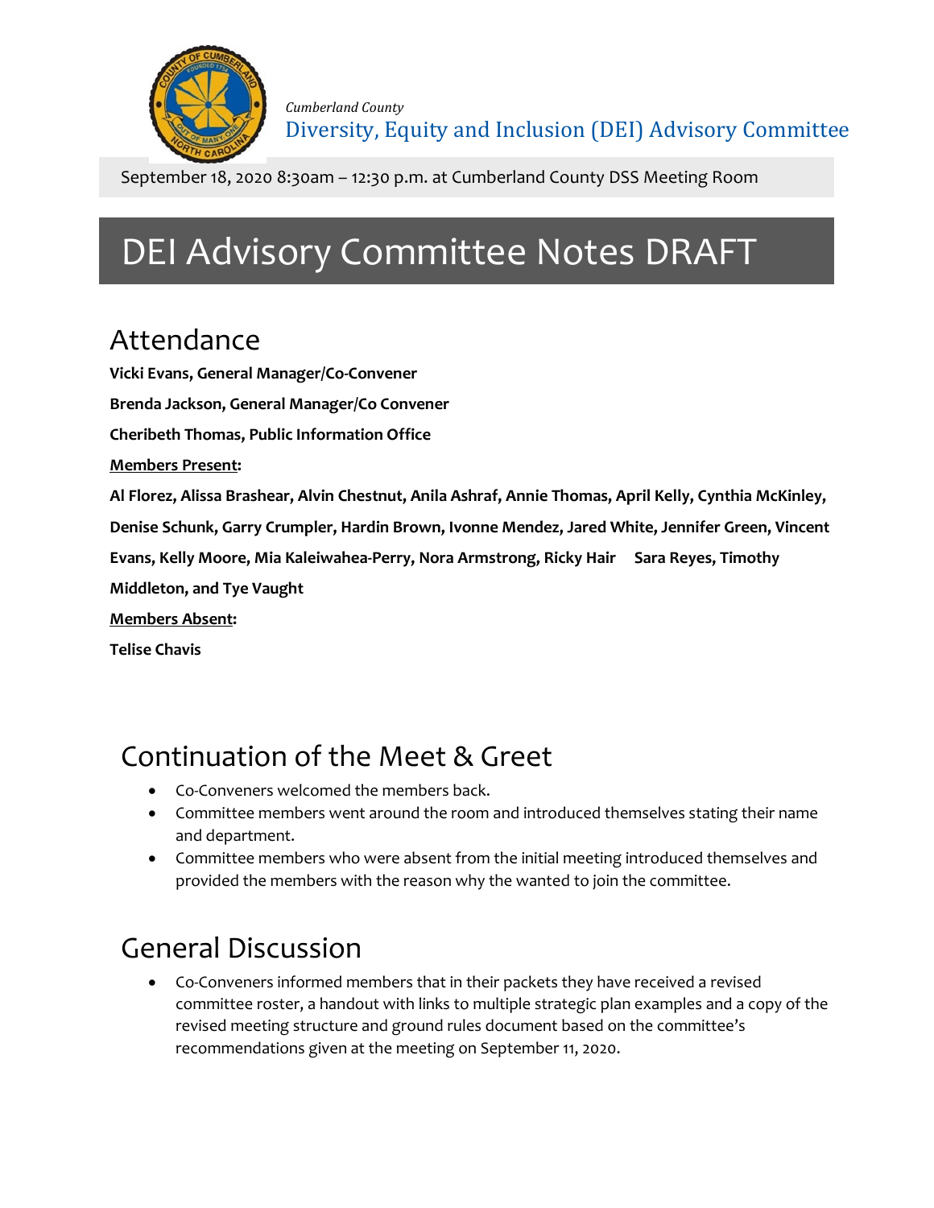*Cumberland County*

Diversity, Equity and Inclusion (DEI) Advisory Committee

September 18, 2020 8:30am – 12:30 p.m. at Cumberland County DSS Meeting Room

# DEI Advisory Committee Notes DRAFT

## Attendance

**Vicki Evans, General Manager/Co-Convener**

**Brenda Jackson, General Manager/Co Convener**

**Cheribeth Thomas, Public Information Office**

**Members Present:**

**Al Florez, Alissa Brashear, Alvin Chestnut, Anila Ashraf, Annie Thomas, April Kelly, Cynthia McKinley, Denise Schunk, Garry Crumpler, Hardin Brown, Ivonne Mendez, Jared White, Jennifer Green, Vincent Evans, Kelly Moore, Mia Kaleiwahea-Perry, Nora Armstrong, Ricky Hair Sara Reyes, Timothy Middleton, and Tye Vaught**

**Members Absent:**

**Telise Chavis**

## Continuation of the Meet & Greet

- Co-Conveners welcomed the members back.
- Committee members went around the room and introduced themselves stating their name and department.
- Committee members who were absent from the initial meeting introduced themselves and provided the members with the reason why the wanted to join the committee.

## General Discussion

- Co-Conveners informed members that in their packets they have received a revised committee roster, a handout with links to multiple strategic plan examples and a copy of the revised meeting structure and ground rules document based on the committee's recommendations given at the meeting on September 11, 2020.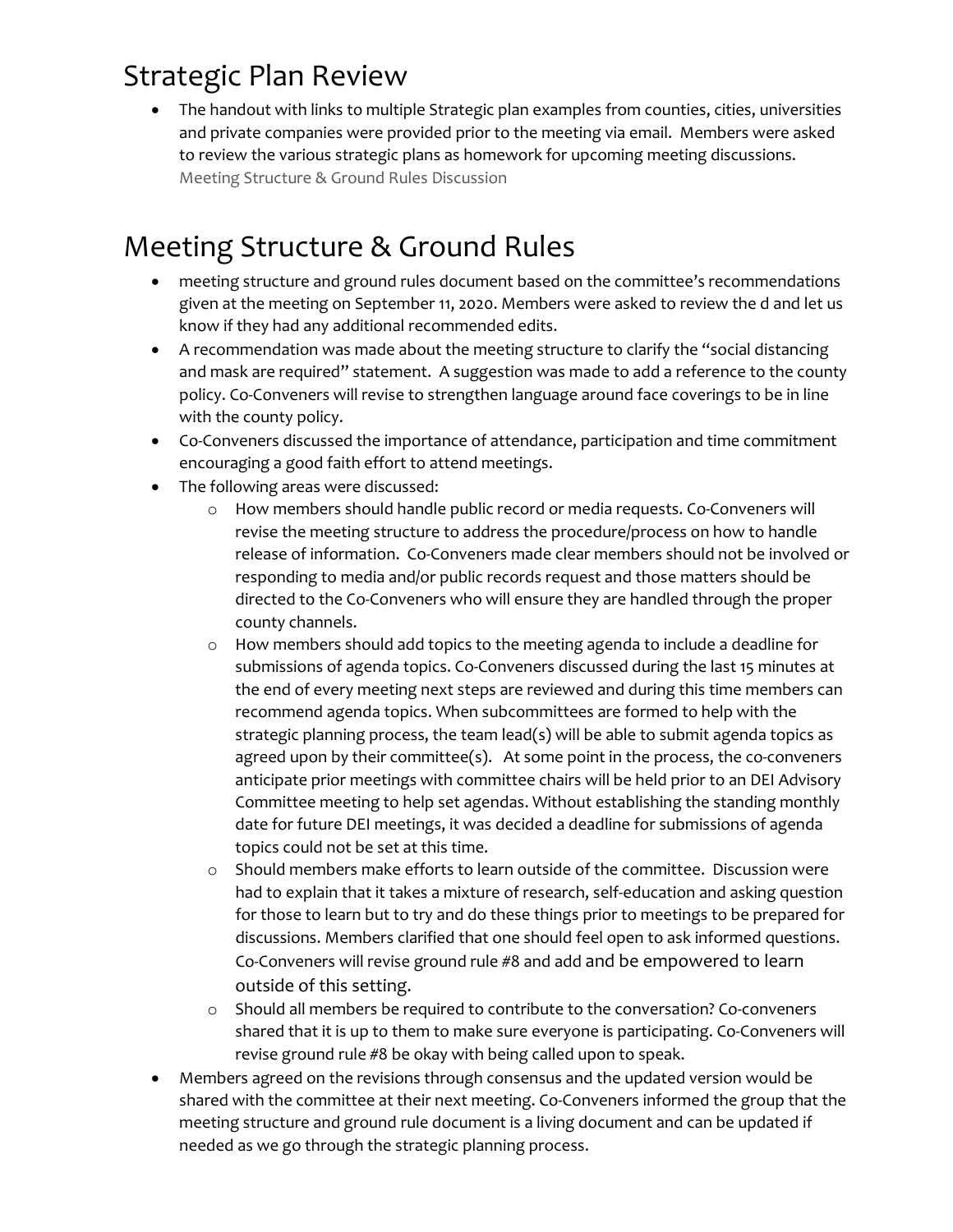# Strategic Plan Review

- The handout with links to multiple Strategic plan examples from counties, cities, universities and private companies were provided prior to the meeting via email. Members were asked to review the various strategic plans as homework for upcoming meeting discussions.
  Meeting Structure & Ground Rules Discussion

# Meeting Structure & Ground Rules

- meeting structure and ground rules document based on the committee's recommendations given at the meeting on September 11, 2020. Members were asked to review the d and let us know if they had any additional recommended edits.
- A recommendation was made about the meeting structure to clarify the "social distancing and mask are required" statement. A suggestion was made to add a reference to the county policy. Co-Conveners will revise to strengthen language around face coverings to be in line with the county policy.
- Co-Conveners discussed the importance of attendance, participation and time commitment encouraging a good faith effort to attend meetings.
- The following areas were discussed:
  - How members should handle public record or media requests. Co-Conveners will revise the meeting structure to address the procedure/process on how to handle release of information. Co-Conveners made clear members should not be involved or responding to media and/or public records request and those matters should be directed to the Co-Conveners who will ensure they are handled through the proper county channels.
  - How members should add topics to the meeting agenda to include a deadline for submissions of agenda topics. Co-Conveners discussed during the last 15 minutes at the end of every meeting next steps are reviewed and during this time members can recommend agenda topics. When subcommittees are formed to help with the strategic planning process, the team lead(s) will be able to submit agenda topics as agreed upon by their committee(s). At some point in the process, the co-conveners anticipate prior meetings with committee chairs will be held prior to an DEI Advisory Committee meeting to help set agendas. Without establishing the standing monthly date for future DEI meetings, it was decided a deadline for submissions of agenda topics could not be set at this time.
  - Should members make efforts to learn outside of the committee. Discussion were had to explain that it takes a mixture of research, self-education and asking question for those to learn but to try and do these things prior to meetings to be prepared for discussions. Members clarified that one should feel open to ask informed questions. Co-Conveners will revise ground rule #8 and add and be empowered to learn outside of this setting.
  - Should all members be required to contribute to the conversation? Co-conveners shared that it is up to them to make sure everyone is participating. Co-Conveners will revise ground rule #8 be okay with being called upon to speak.
- Members agreed on the revisions through consensus and the updated version would be shared with the committee at their next meeting. Co-Conveners informed the group that the meeting structure and ground rule document is a living document and can be updated if needed as we go through the strategic planning process.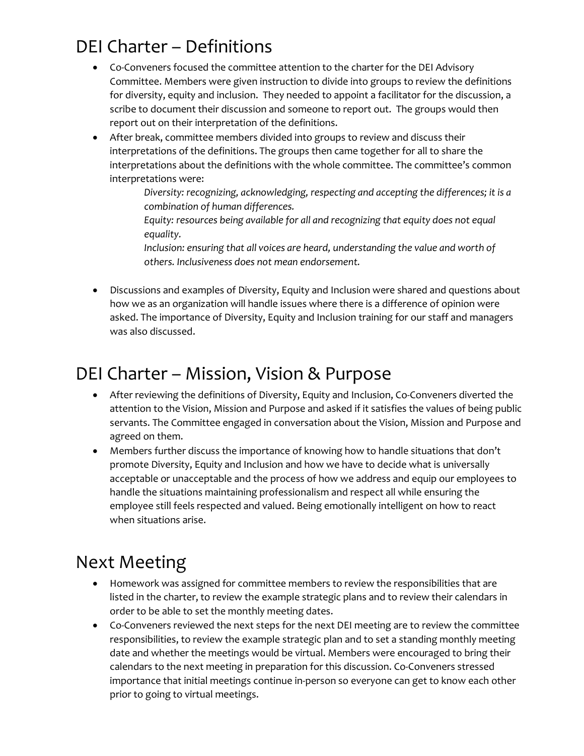# DEI Charter – Definitions

- Co-Conveners focused the committee attention to the charter for the DEI Advisory Committee. Members were given instruction to divide into groups to review the definitions for diversity, equity and inclusion. They needed to appoint a facilitator for the discussion, a scribe to document their discussion and someone to report out. The groups would then report out on their interpretation of the definitions.
- After break, committee members divided into groups to review and discuss their interpretations of the definitions. The groups then came together for all to share the interpretations about the definitions with the whole committee. The committee's common interpretations were:

  *Diversity: recognizing, acknowledging, respecting and accepting the differences; it is a combination of human differences.*

  *Equity: resources being available for all and recognizing that equity does not equal equality.*

  *Inclusion: ensuring that all voices are heard, understanding the value and worth of others. Inclusiveness does not mean endorsement.*

- Discussions and examples of Diversity, Equity and Inclusion were shared and questions about how we as an organization will handle issues where there is a difference of opinion were asked. The importance of Diversity, Equity and Inclusion training for our staff and managers was also discussed.

# DEI Charter – Mission, Vision & Purpose

- After reviewing the definitions of Diversity, Equity and Inclusion, Co-Conveners diverted the attention to the Vision, Mission and Purpose and asked if it satisfies the values of being public servants. The Committee engaged in conversation about the Vision, Mission and Purpose and agreed on them.
- Members further discuss the importance of knowing how to handle situations that don't promote Diversity, Equity and Inclusion and how we have to decide what is universally acceptable or unacceptable and the process of how we address and equip our employees to handle the situations maintaining professionalism and respect all while ensuring the employee still feels respected and valued. Being emotionally intelligent on how to react when situations arise.

# Next Meeting

- Homework was assigned for committee members to review the responsibilities that are listed in the charter, to review the example strategic plans and to review their calendars in order to be able to set the monthly meeting dates.
- Co-Conveners reviewed the next steps for the next DEI meeting are to review the committee responsibilities, to review the example strategic plan and to set a standing monthly meeting date and whether the meetings would be virtual. Members were encouraged to bring their calendars to the next meeting in preparation for this discussion. Co-Conveners stressed importance that initial meetings continue in-person so everyone can get to know each other prior to going to virtual meetings.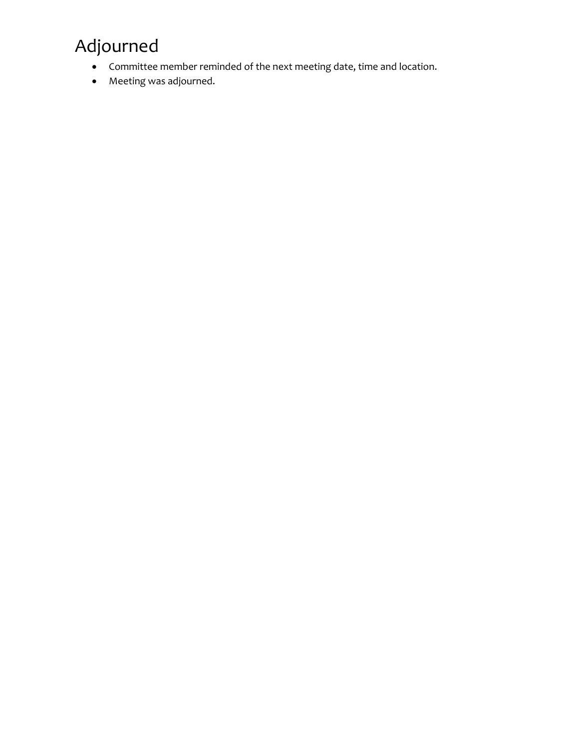# Adjourned

- Committee member reminded of the next meeting date, time and location.
- Meeting was adjourned.